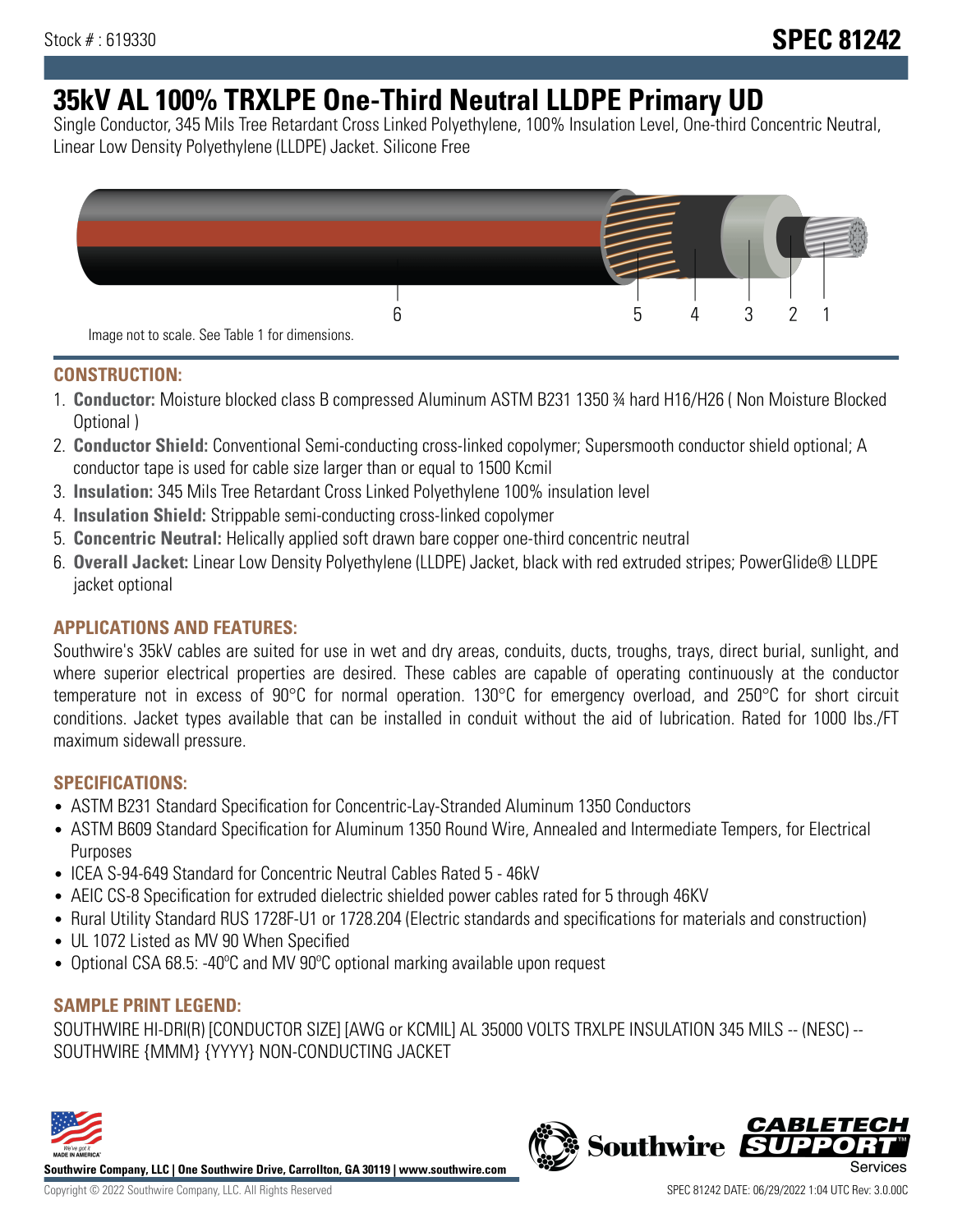Stock # : 619330

# SPEC 81242

# 35kV AL 100% TRXLPE One-Third Neutral LLDPE Primary UD

Single Conductor, 345 Mils Tree Retardant Cross Linked Polyethylene, 100% Insulation Level, One-third Concentric Neutral, Linear Low Density Polyethylene (LLDPE) Jacket. Silicone Free

6 5 4 3 2 1

Image not to scale. See Table 1 for dimensions.

## CONSTRUCTION:

1. **Conductor:** Moisture blocked class B compressed Aluminum ASTM B231 1350 ¾ hard H16/H26 ( Non Moisture Blocked Optional )
2. **Conductor Shield:** Conventional Semi-conducting cross-linked copolymer; Supersmooth conductor shield optional; A conductor tape is used for cable size larger than or equal to 1500 Kcmil
3. **Insulation:** 345 Mils Tree Retardant Cross Linked Polyethylene 100% insulation level
4. **Insulation Shield:** Strippable semi-conducting cross-linked copolymer
5. **Concentric Neutral:** Helically applied soft drawn bare copper one-third concentric neutral
6. **Overall Jacket:** Linear Low Density Polyethylene (LLDPE) Jacket, black with red extruded stripes; PowerGlide® LLDPE jacket optional

## APPLICATIONS AND FEATURES:

Southwire's 35kV cables are suited for use in wet and dry areas, conduits, ducts, troughs, trays, direct burial, sunlight, and where superior electrical properties are desired. These cables are capable of operating continuously at the conductor temperature not in excess of 90°C for normal operation. 130°C for emergency overload, and 250°C for short circuit conditions. Jacket types available that can be installed in conduit without the aid of lubrication. Rated for 1000 lbs./FT maximum sidewall pressure.

## SPECIFICATIONS:

- ASTM B231 Standard Specification for Concentric-Lay-Stranded Aluminum 1350 Conductors
- ASTM B609 Standard Specification for Aluminum 1350 Round Wire, Annealed and Intermediate Tempers, for Electrical Purposes
- ICEA S-94-649 Standard for Concentric Neutral Cables Rated 5 - 46kV
- AEIC CS-8 Specification for extruded dielectric shielded power cables rated for 5 through 46KV
- Rural Utility Standard RUS 1728F-U1 or 1728.204 (Electric standards and specifications for materials and construction)
- UL 1072 Listed as MV 90 When Specified
- Optional CSA 68.5: -40ºC and MV 90ºC optional marking available upon request

## SAMPLE PRINT LEGEND:

SOUTHWIRE HI-DRI(R) [CONDUCTOR SIZE] [AWG or KCMIL] AL 35000 VOLTS TRXLPE INSULATION 345 MILS -- (NESC) -- SOUTHWIRE {MMM} {YYYY} NON-CONDUCTING JACKET

**Southwire Company, LLC | One Southwire Drive, Carrollton, GA 30119 | www.southwire.com**

Copyright © 2022 Southwire Company, LLC. All Rights Reserved

SPEC 81242 DATE: 06/29/2022 1:04 UTC Rev: 3.0.00C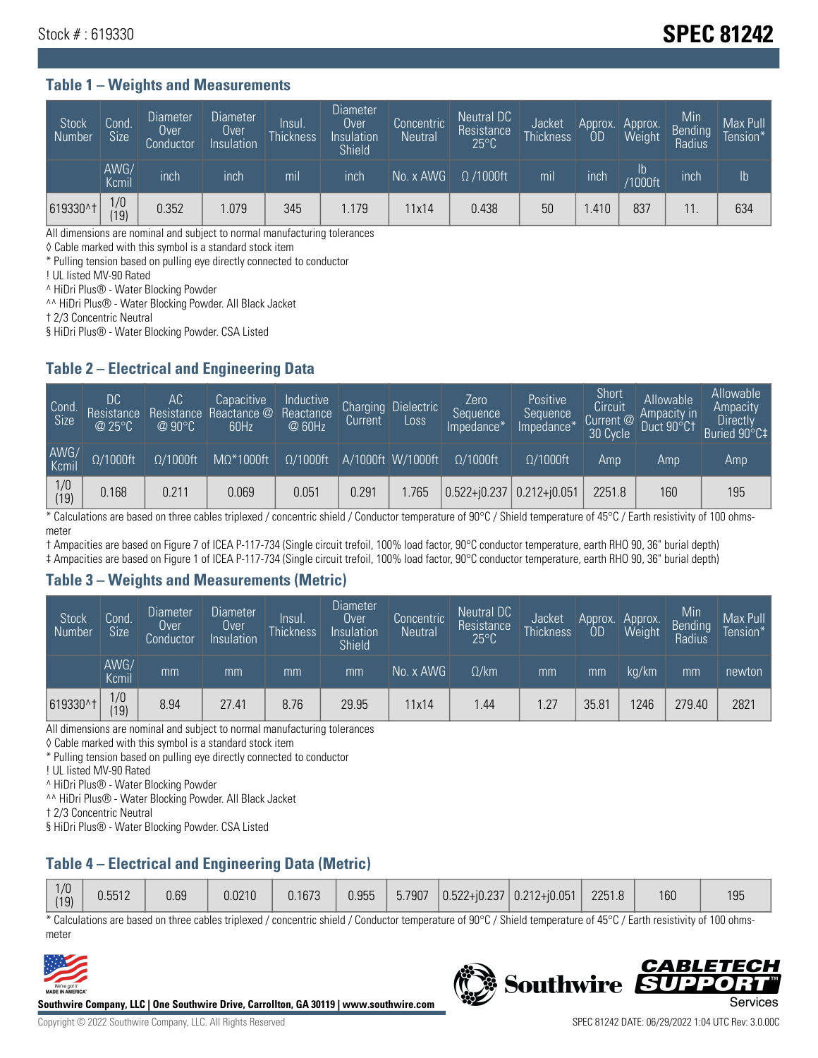Stock # : 619330

# SPEC 81242

## Table 1 – Weights and Measurements

| Stock Number | Cond. Size | Diameter Over Conductor | Diameter Over Insulation | Insul. Thickness | Diameter Over Insulation Shield | Concentric Neutral | Neutral DC Resistance 25°C | Jacket Thickness | Approx. OD | Approx. Weight | Min Bending Radius | Max Pull Tension* |
|---|---|---|---|---|---|---|---|---|---|---|---|---|
| | AWG/ Kcmil | inch | inch | mil | inch | No. x AWG | Ω /1000ft | mil | inch | lb /1000ft | inch | lb |
| 619330^† | 1/0 (19) | 0.352 | 1.079 | 345 | 1.179 | 11x14 | 0.438 | 50 | 1.410 | 837 | 11. | 634 |

All dimensions are nominal and subject to normal manufacturing tolerances

◊ Cable marked with this symbol is a standard stock item

* Pulling tension based on pulling eye directly connected to conductor

! UL listed MV-90 Rated

^ HiDri Plus® - Water Blocking Powder

^^ HiDri Plus® - Water Blocking Powder. All Black Jacket

† 2/3 Concentric Neutral

§ HiDri Plus® - Water Blocking Powder. CSA Listed

## Table 2 – Electrical and Engineering Data

| Cond. Size | DC Resistance @ 25°C | AC Resistance @ 90°C | Capacitive Reactance @ 60Hz | Inductive Reactance @ 60Hz | Charging Current | Dielectric Loss | Zero Sequence Impedance* | Positive Sequence Impedance* | Short Circuit Current @ 30 Cycle | Allowable Ampacity in Duct 90°C† | Allowable Ampacity Directly Buried 90°C‡ |
|---|---|---|---|---|---|---|---|---|---|---|---|
| AWG/ Kcmil | Ω/1000ft | Ω/1000ft | MΩ*1000ft | Ω/1000ft | A/1000ft | W/1000ft | Ω/1000ft | Ω/1000ft | Amp | Amp | Amp |
| 1/0 (19) | 0.168 | 0.211 | 0.069 | 0.051 | 0.291 | 1.765 | 0.522+j0.237 | 0.212+j0.051 | 2251.8 | 160 | 195 |

* Calculations are based on three cables triplexed / concentric shield / Conductor temperature of 90°C / Shield temperature of 45°C / Earth resistivity of 100 ohms-meter

† Ampacities are based on Figure 7 of ICEA P-117-734 (Single circuit trefoil, 100% load factor, 90°C conductor temperature, earth RHO 90, 36" burial depth)

‡ Ampacities are based on Figure 1 of ICEA P-117-734 (Single circuit trefoil, 100% load factor, 90°C conductor temperature, earth RHO 90, 36" burial depth)

## Table 3 – Weights and Measurements (Metric)

| Stock Number | Cond. Size | Diameter Over Conductor | Diameter Over Insulation | Insul. Thickness | Diameter Over Insulation Shield | Concentric Neutral | Neutral DC Resistance 25°C | Jacket Thickness | Approx. OD | Approx. Weight | Min Bending Radius | Max Pull Tension* |
|---|---|---|---|---|---|---|---|---|---|---|---|---|
| | AWG/ Kcmil | mm | mm | mm | mm | No. x AWG | Ω/km | mm | mm | kg/km | mm | newton |
| 619330^† | 1/0 (19) | 8.94 | 27.41 | 8.76 | 29.95 | 11x14 | 1.44 | 1.27 | 35.81 | 1246 | 279.40 | 2821 |

All dimensions are nominal and subject to normal manufacturing tolerances

◊ Cable marked with this symbol is a standard stock item

* Pulling tension based on pulling eye directly connected to conductor

! UL listed MV-90 Rated

^ HiDri Plus® - Water Blocking Powder

^^ HiDri Plus® - Water Blocking Powder. All Black Jacket

† 2/3 Concentric Neutral

§ HiDri Plus® - Water Blocking Powder. CSA Listed

## Table 4 – Electrical and Engineering Data (Metric)

| | | | | | | | | | | | |
|---|---|---|---|---|---|---|---|---|---|---|---|
| 1/0 (19) | 0.5512 | 0.69 | 0.0210 | 0.1673 | 0.955 | 5.7907 | 0.522+j0.237 | 0.212+j0.051 | 2251.8 | 160 | 195 |

* Calculations are based on three cables triplexed / concentric shield / Conductor temperature of 90°C / Shield temperature of 45°C / Earth resistivity of 100 ohms-meter

Southwire Company, LLC | One Southwire Drive, Carrollton, GA 30119 | www.southwire.com

Copyright © 2022 Southwire Company, LLC. All Rights Reserved

SPEC 81242 DATE: 06/29/2022 1:04 UTC Rev: 3.0.00C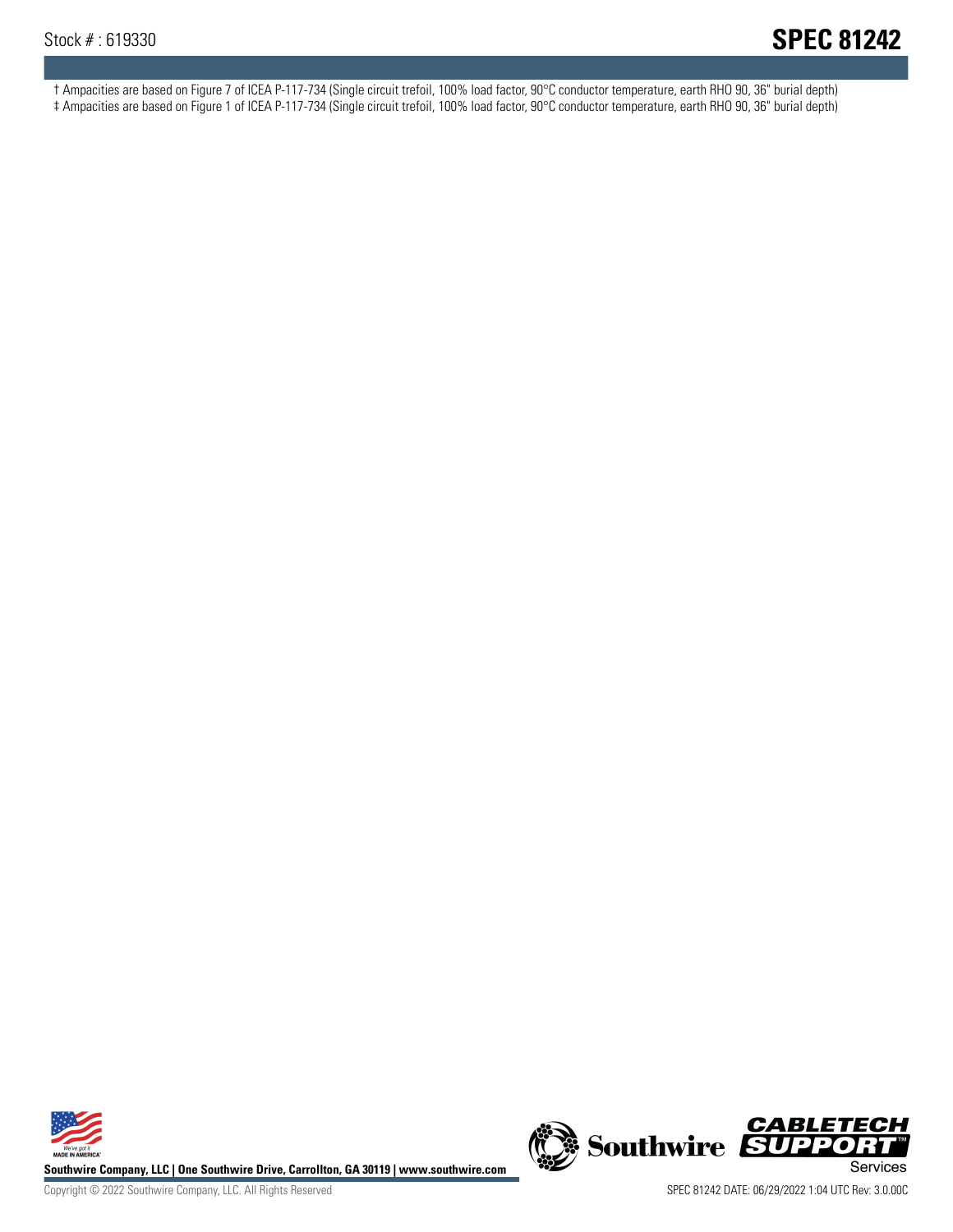† Ampacities are based on Figure 7 of ICEA P-117-734 (Single circuit trefoil, 100% load factor, 90°C conductor temperature, earth RHO 90, 36" burial depth)

‡ Ampacities are based on Figure 1 of ICEA P-117-734 (Single circuit trefoil, 100% load factor, 90°C conductor temperature, earth RHO 90, 36" burial depth)